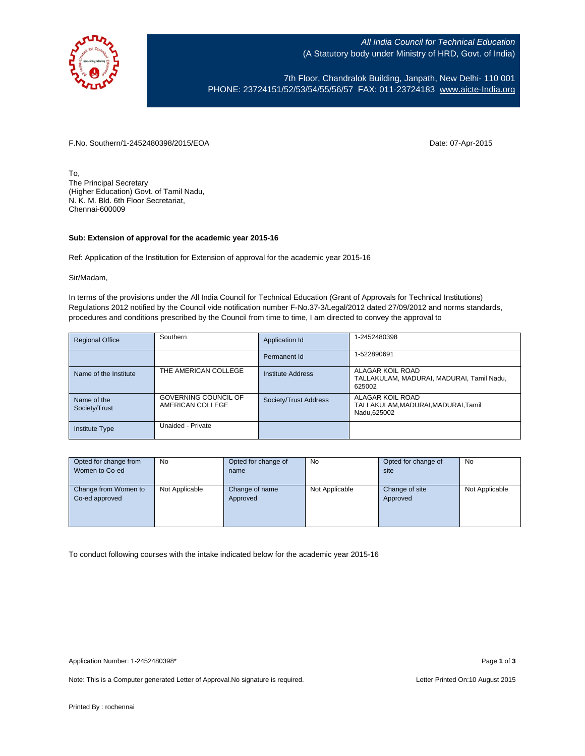*All India Council for Technical Education*
(A Statutory body under Ministry of HRD, Govt. of India)

7th Floor, Chandralok Building, Janpath, New Delhi- 110 001
PHONE: 23724151/52/53/54/55/56/57 FAX: 011-23724183 www.aicte-India.org

F.No. Southern/1-2452480398/2015/EOA

Date: 07-Apr-2015

To,
The Principal Secretary
(Higher Education) Govt. of Tamil Nadu,
N. K. M. Bld. 6th Floor Secretariat,
Chennai-600009

**Sub: Extension of approval for the academic year 2015-16**

Ref: Application of the Institution for Extension of approval for the academic year 2015-16

Sir/Madam,

In terms of the provisions under the All India Council for Technical Education (Grant of Approvals for Technical Institutions) Regulations 2012 notified by the Council vide notification number F-No.37-3/Legal/2012 dated 27/09/2012 and norms standards, procedures and conditions prescribed by the Council from time to time, I am directed to convey the approval to

| Regional Office | Southern | Application Id | 1-2452480398 |
|---|---|---|---|
| | | Permanent Id | 1-522890691 |
| Name of the Institute | THE AMERICAN COLLEGE | Institute Address | ALAGAR KOIL ROAD TALLAKULAM, MADURAI, MADURAI, Tamil Nadu, 625002 |
| Name of the Society/Trust | GOVERNING COUNCIL OF AMERICAN COLLEGE | Society/Trust Address | ALAGAR KOIL ROAD TALLAKULAM,MADURAI,MADURAI,Tamil Nadu,625002 |
| Institute Type | Unaided - Private | | |

| Opted for change from Women to Co-ed | No | Opted for change of name | No | Opted for change of site | No |
|---|---|---|---|---|---|
| Change from Women to Co-ed approved | Not Applicable | Change of name Approved | Not Applicable | Change of site Approved | Not Applicable |

To conduct following courses with the intake indicated below for the academic year 2015-16

Application Number: 1-2452480398*

Note: This is a Computer generated Letter of Approval.No signature is required.

Letter Printed On:10 August 2015

Printed By : rochennai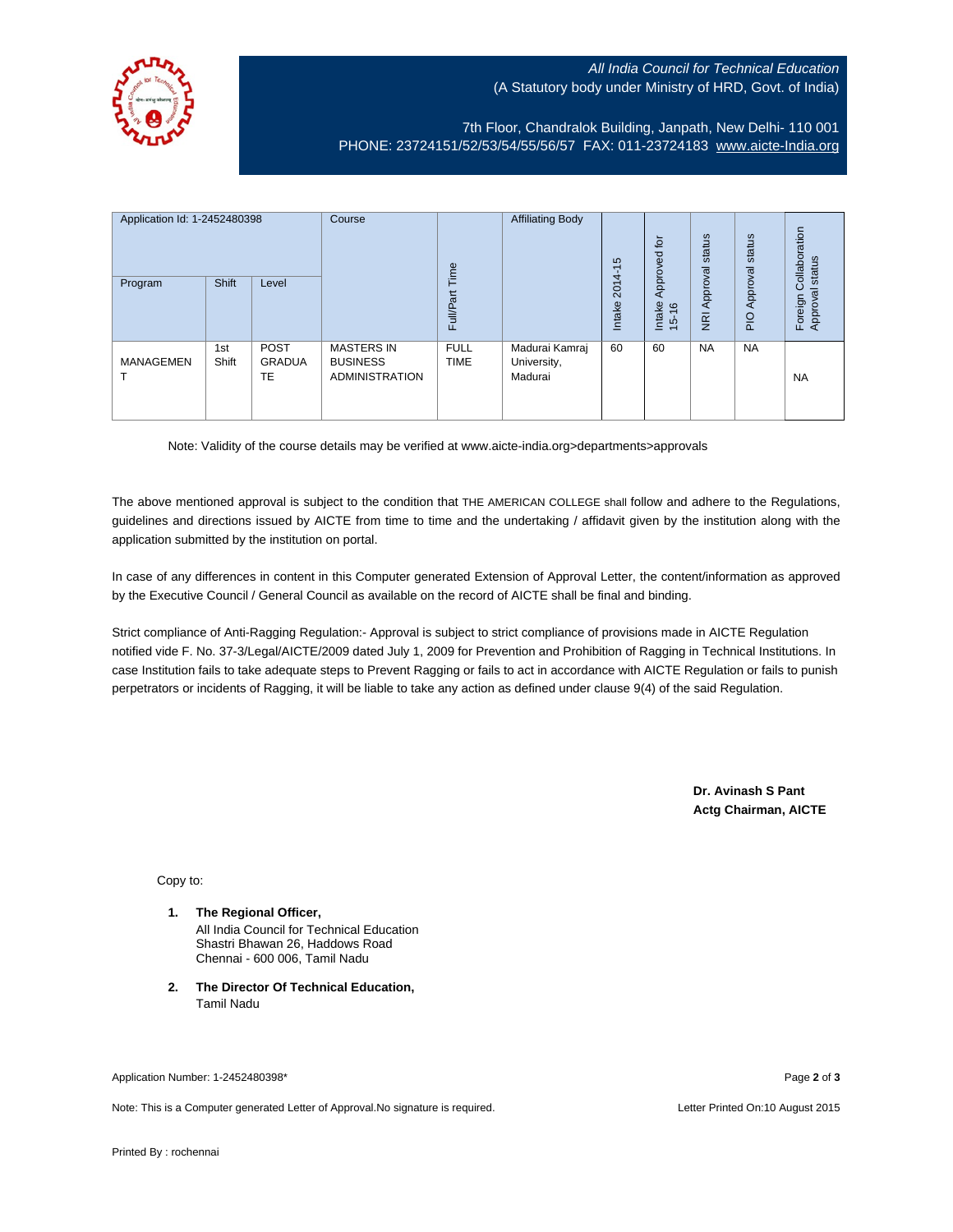All India Council for Technical Education
(A Statutory body under Ministry of HRD, Govt. of India)

7th Floor, Chandralok Building, Janpath, New Delhi- 110 001
PHONE: 23724151/52/53/54/55/56/57 FAX: 011-23724183 www.aicte-India.org

| Application Id: 1-2452480398 | | | Course | Full/Part Time | Affiliating Body | Intake 2014-15 | Intake Approved for 15-16 | NRI Approval status | PIO Approval status | Foreign Collaboration Approval status |
|---|---|---|---|---|---|---|---|---|---|---|
| Program | Shift | Level | | | | | | | | |
| MANAGEMENT | 1st Shift | POST GRADUATE | MASTERS IN BUSINESS ADMINISTRATION | FULL TIME | Madurai Kamraj University, Madurai | 60 | 60 | NA | NA | NA |

Note: Validity of the course details may be verified at www.aicte-india.org>departments>approvals

The above mentioned approval is subject to the condition that THE AMERICAN COLLEGE shall follow and adhere to the Regulations, guidelines and directions issued by AICTE from time to time and the undertaking / affidavit given by the institution along with the application submitted by the institution on portal.

In case of any differences in content in this Computer generated Extension of Approval Letter, the content/information as approved by the Executive Council / General Council as available on the record of AICTE shall be final and binding.

Strict compliance of Anti-Ragging Regulation:- Approval is subject to strict compliance of provisions made in AICTE Regulation notified vide F. No. 37-3/Legal/AICTE/2009 dated July 1, 2009 for Prevention and Prohibition of Ragging in Technical Institutions. In case Institution fails to take adequate steps to Prevent Ragging or fails to act in accordance with AICTE Regulation or fails to punish perpetrators or incidents of Ragging, it will be liable to take any action as defined under clause 9(4) of the said Regulation.

**Dr. Avinash S Pant**
**Actg Chairman, AICTE**

Copy to:

1. **The Regional Officer,**
   All India Council for Technical Education
   Shastri Bhawan 26, Haddows Road
   Chennai - 600 006, Tamil Nadu

2. **The Director Of Technical Education,**
   Tamil Nadu

Application Number: 1-2452480398*

Note: This is a Computer generated Letter of Approval.No signature is required.

Letter Printed On:10 August 2015

Printed By : rochennai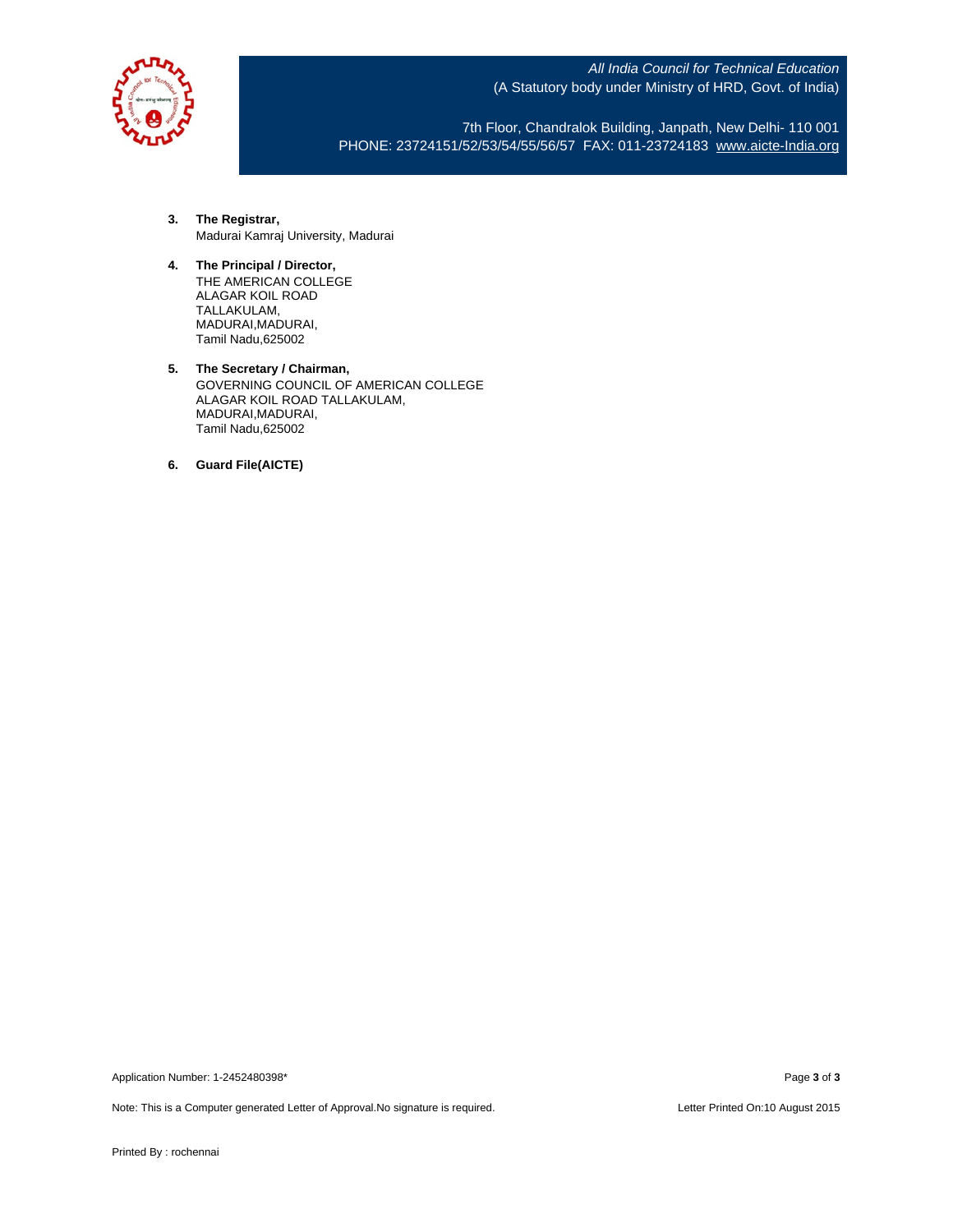3. **The Registrar,**
   Madurai Kamraj University, Madurai

4. **The Principal / Director,**
   THE AMERICAN COLLEGE
   ALAGAR KOIL ROAD
   TALLAKULAM,
   MADURAI,MADURAI,
   Tamil Nadu,625002

5. **The Secretary / Chairman,**
   GOVERNING COUNCIL OF AMERICAN COLLEGE
   ALAGAR KOIL ROAD TALLAKULAM,
   MADURAI,MADURAI,
   Tamil Nadu,625002

6. **Guard File(AICTE)**

Application Number: 1-2452480398*

Note: This is a Computer generated Letter of Approval.No signature is required.

Letter Printed On:10 August 2015

Printed By : rochennai